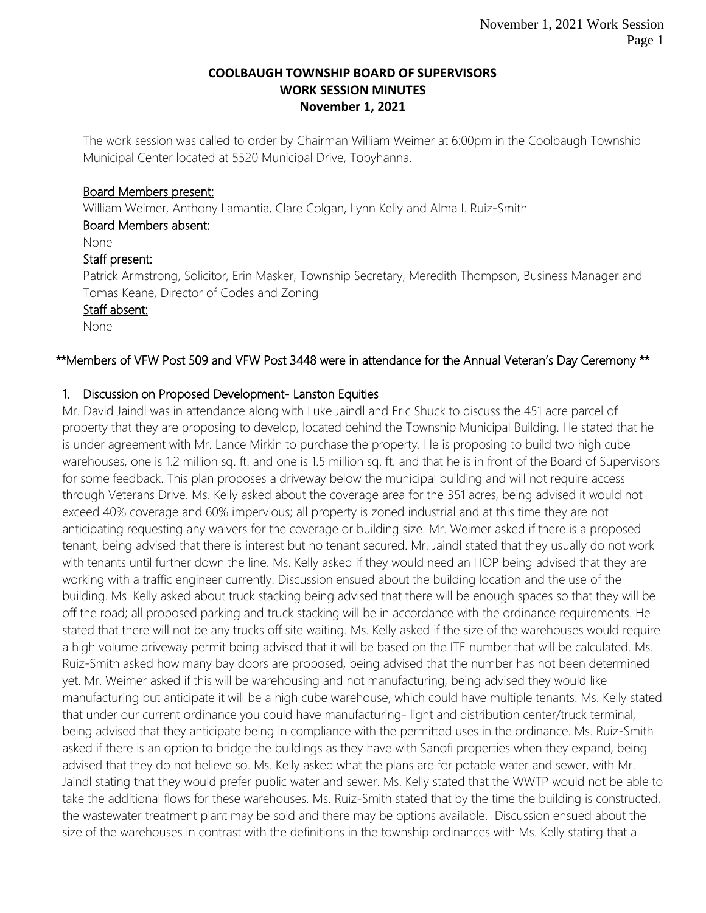**COOLBAUGH TOWNSHIP BOARD OF SUPERVISORS**
**WORK SESSION MINUTES**
**November 1, 2021**

The work session was called to order by Chairman William Weimer at 6:00pm in the Coolbaugh Township Municipal Center located at 5520 Municipal Drive, Tobyhanna.

**Board Members present:**
William Weimer, Anthony Lamantia, Clare Colgan, Lynn Kelly and Alma I. Ruiz-Smith

**Board Members absent:**
None

**Staff present:**
Patrick Armstrong, Solicitor, Erin Masker, Township Secretary, Meredith Thompson, Business Manager and Tomas Keane, Director of Codes and Zoning

**Staff absent:**
None

**Members of VFW Post 509 and VFW Post 3448 were in attendance for the Annual Veteran's Day Ceremony **

1. Discussion on Proposed Development- Lanston Equities

Mr. David Jaindl was in attendance along with Luke Jaindl and Eric Shuck to discuss the 451 acre parcel of property that they are proposing to develop, located behind the Township Municipal Building. He stated that he is under agreement with Mr. Lance Mirkin to purchase the property. He is proposing to build two high cube warehouses, one is 1.2 million sq. ft. and one is 1.5 million sq. ft. and that he is in front of the Board of Supervisors for some feedback. This plan proposes a driveway below the municipal building and will not require access through Veterans Drive. Ms. Kelly asked about the coverage area for the 351 acres, being advised it would not exceed 40% coverage and 60% impervious; all property is zoned industrial and at this time they are not anticipating requesting any waivers for the coverage or building size. Mr. Weimer asked if there is a proposed tenant, being advised that there is interest but no tenant secured. Mr. Jaindl stated that they usually do not work with tenants until further down the line. Ms. Kelly asked if they would need an HOP being advised that they are working with a traffic engineer currently. Discussion ensued about the building location and the use of the building. Ms. Kelly asked about truck stacking being advised that there will be enough spaces so that they will be off the road; all proposed parking and truck stacking will be in accordance with the ordinance requirements. He stated that there will not be any trucks off site waiting. Ms. Kelly asked if the size of the warehouses would require a high volume driveway permit being advised that it will be based on the ITE number that will be calculated. Ms. Ruiz-Smith asked how many bay doors are proposed, being advised that the number has not been determined yet. Mr. Weimer asked if this will be warehousing and not manufacturing, being advised they would like manufacturing but anticipate it will be a high cube warehouse, which could have multiple tenants. Ms. Kelly stated that under our current ordinance you could have manufacturing- light and distribution center/truck terminal, being advised that they anticipate being in compliance with the permitted uses in the ordinance. Ms. Ruiz-Smith asked if there is an option to bridge the buildings as they have with Sanofi properties when they expand, being advised that they do not believe so. Ms. Kelly asked what the plans are for potable water and sewer, with Mr. Jaindl stating that they would prefer public water and sewer. Ms. Kelly stated that the WWTP would not be able to take the additional flows for these warehouses. Ms. Ruiz-Smith stated that by the time the building is constructed, the wastewater treatment plant may be sold and there may be options available. Discussion ensued about the size of the warehouses in contrast with the definitions in the township ordinances with Ms. Kelly stating that a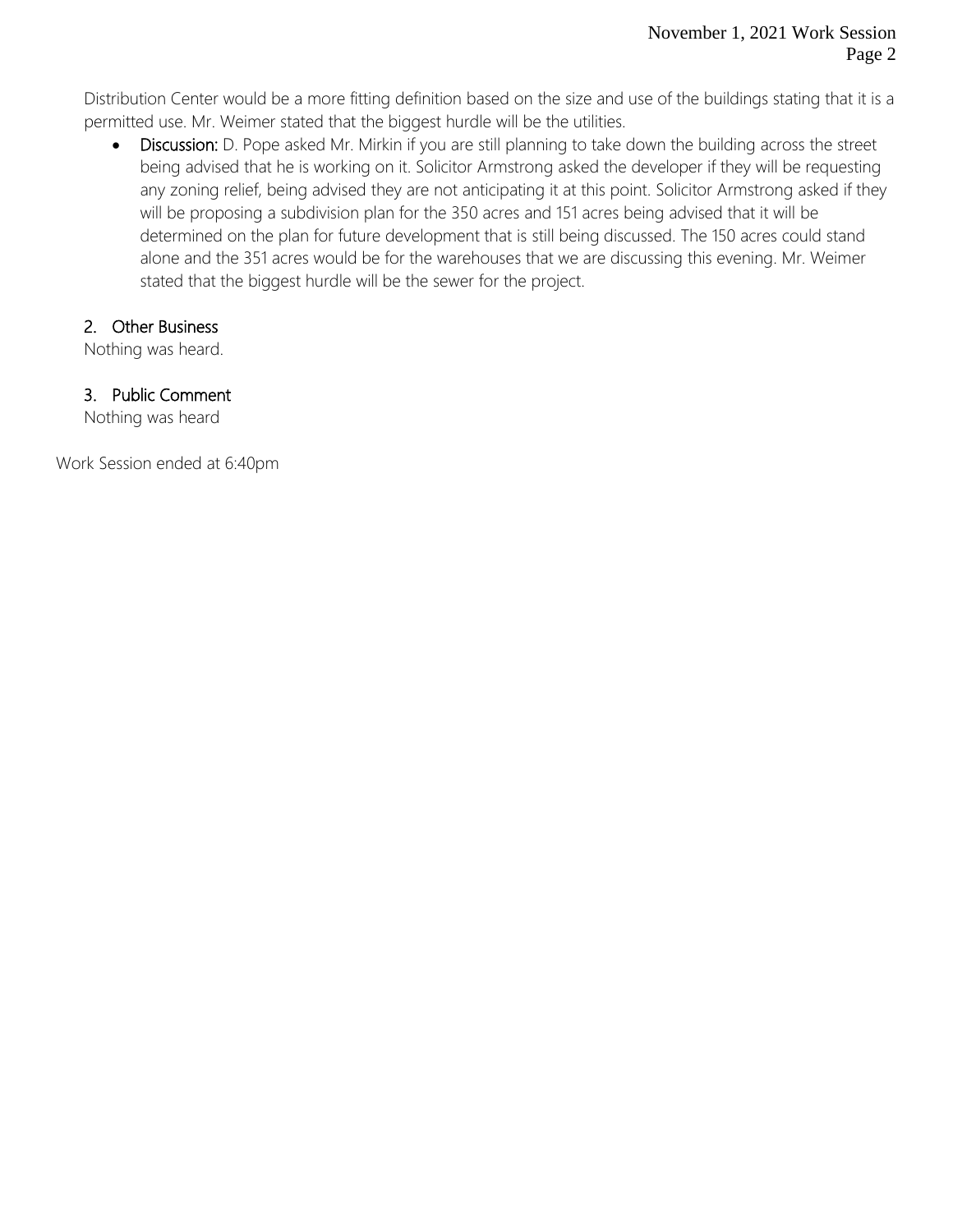Distribution Center would be a more fitting definition based on the size and use of the buildings stating that it is a permitted use. Mr. Weimer stated that the biggest hurdle will be the utilities.

- **Discussion:** D. Pope asked Mr. Mirkin if you are still planning to take down the building across the street being advised that he is working on it. Solicitor Armstrong asked the developer if they will be requesting any zoning relief, being advised they are not anticipating it at this point. Solicitor Armstrong asked if they will be proposing a subdivision plan for the 350 acres and 151 acres being advised that it will be determined on the plan for future development that is still being discussed. The 150 acres could stand alone and the 351 acres would be for the warehouses that we are discussing this evening. Mr. Weimer stated that the biggest hurdle will be the sewer for the project.

## 2. Other Business

Nothing was heard.

## 3. Public Comment

Nothing was heard

Work Session ended at 6:40pm